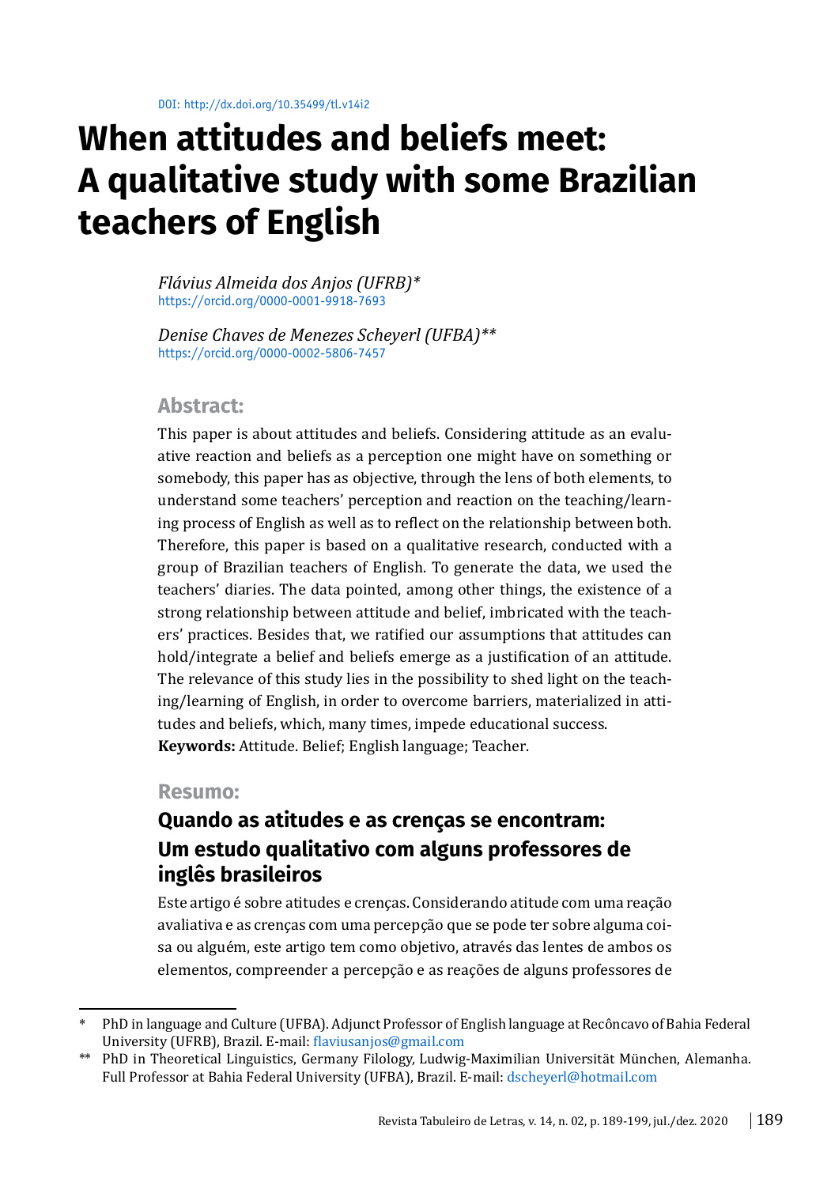DOI: http://dx.doi.org/10.35499/tl.v14i2

# When attitudes and beliefs meet: A qualitative study with some Brazilian teachers of English

*Flávius Almeida dos Anjos (UFRB)**
https://orcid.org/0000-0001-9918-7693

*Denise Chaves de Menezes Scheyerl (UFBA)***
https://orcid.org/0000-0002-5806-7457

## Abstract:

This paper is about attitudes and beliefs. Considering attitude as an evaluative reaction and beliefs as a perception one might have on something or somebody, this paper has as objective, through the lens of both elements, to understand some teachers' perception and reaction on the teaching/learning process of English as well as to reflect on the relationship between both. Therefore, this paper is based on a qualitative research, conducted with a group of Brazilian teachers of English. To generate the data, we used the teachers' diaries. The data pointed, among other things, the existence of a strong relationship between attitude and belief, imbricated with the teachers' practices. Besides that, we ratified our assumptions that attitudes can hold/integrate a belief and beliefs emerge as a justification of an attitude. The relevance of this study lies in the possibility to shed light on the teaching/learning of English, in order to overcome barriers, materialized in attitudes and beliefs, which, many times, impede educational success.

**Keywords:** Attitude. Belief; English language; Teacher.

## Resumo:

### Quando as atitudes e as crenças se encontram: Um estudo qualitativo com alguns professores de inglês brasileiros

Este artigo é sobre atitudes e crenças. Considerando atitude com uma reação avaliativa e as crenças com uma percepção que se pode ter sobre alguma coisa ou alguém, este artigo tem como objetivo, através das lentes de ambos os elementos, compreender a percepção e as reações de alguns professores de

---

\* PhD in language and Culture (UFBA). Adjunct Professor of English language at Recôncavo of Bahia Federal University (UFRB), Brazil. E-mail: flaviusanjos@gmail.com

\*\* PhD in Theoretical Linguistics, Germany Filology, Ludwig-Maximilian Universität München, Alemanha. Full Professor at Bahia Federal University (UFBA), Brazil. E-mail: dscheyerl@hotmail.com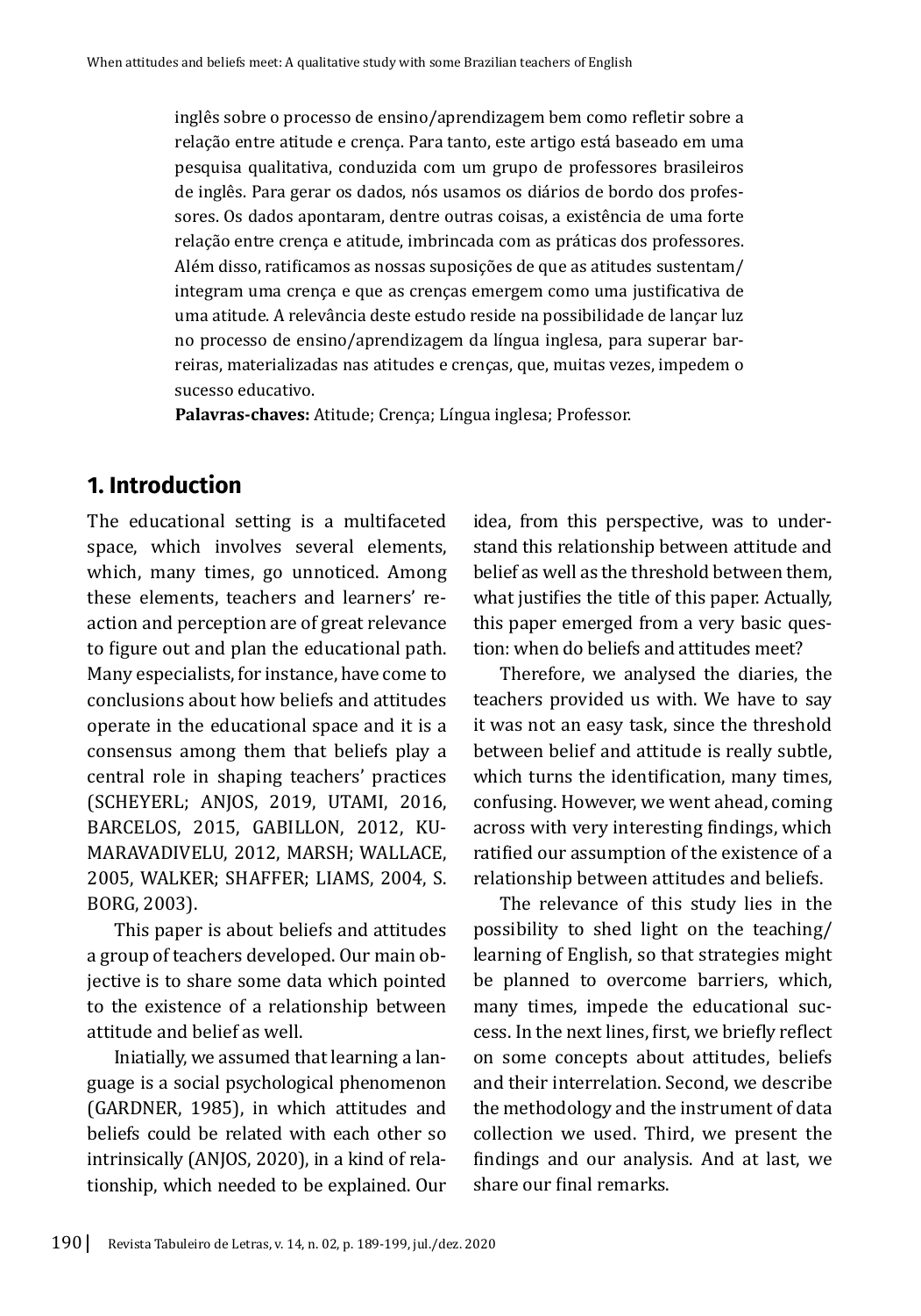inglês sobre o processo de ensino/aprendizagem bem como refletir sobre a relação entre atitude e crença. Para tanto, este artigo está baseado em uma pesquisa qualitativa, conduzida com um grupo de professores brasileiros de inglês. Para gerar os dados, nós usamos os diários de bordo dos professores. Os dados apontaram, dentre outras coisas, a existência de uma forte relação entre crença e atitude, imbricada com as práticas dos professores. Além disso, ratificamos as nossas suposições de que as atitudes sustentam/integram uma crença e que as crenças emergem como uma justificativa de uma atitude. A relevância deste estudo reside na possibilidade de lançar luz no processo de ensino/aprendizagem da língua inglesa, para superar barreiras, materializadas nas atitudes e crenças, que, muitas vezes, impedem o sucesso educativo.

**Palavras-chaves:** Atitude; Crença; Língua inglesa; Professor.

## 1. Introduction

The educational setting is a multifaceted space, which involves several elements, which, many times, go unnoticed. Among these elements, teachers and learners' reaction and perception are of great relevance to figure out and plan the educational path. Many especialists, for instance, have come to conclusions about how beliefs and attitudes operate in the educational space and it is a consensus among them that beliefs play a central role in shaping teachers' practices (SCHEYERL; ANJOS, 2019, UTAMI, 2016, BARCELOS, 2015, GABILLON, 2012, KUMARAVADIVELU, 2012, MARSH; WALLACE, 2005, WALKER; SHAFFER; LIAMS, 2004, S. BORG, 2003).

This paper is about beliefs and attitudes a group of teachers developed. Our main objective is to share some data which pointed to the existence of a relationship between attitude and belief as well.

Iniatially, we assumed that learning a language is a social psychological phenomenon (GARDNER, 1985), in which attitudes and beliefs could be related with each other so intrinsically (ANJOS, 2020), in a kind of relationship, which needed to be explained. Our idea, from this perspective, was to understand this relationship between attitude and belief as well as the threshold between them, what justifies the title of this paper. Actually, this paper emerged from a very basic question: when do beliefs and attitudes meet?

Therefore, we analysed the diaries, the teachers provided us with. We have to say it was not an easy task, since the threshold between belief and attitude is really subtle, which turns the identification, many times, confusing. However, we went ahead, coming across with very interesting findings, which ratified our assumption of the existence of a relationship between attitudes and beliefs.

The relevance of this study lies in the possibility to shed light on the teaching/learning of English, so that strategies might be planned to overcome barriers, which, many times, impede the educational success. In the next lines, first, we briefly reflect on some concepts about attitudes, beliefs and their interrelation. Second, we describe the methodology and the instrument of data collection we used. Third, we present the findings and our analysis. And at last, we share our final remarks.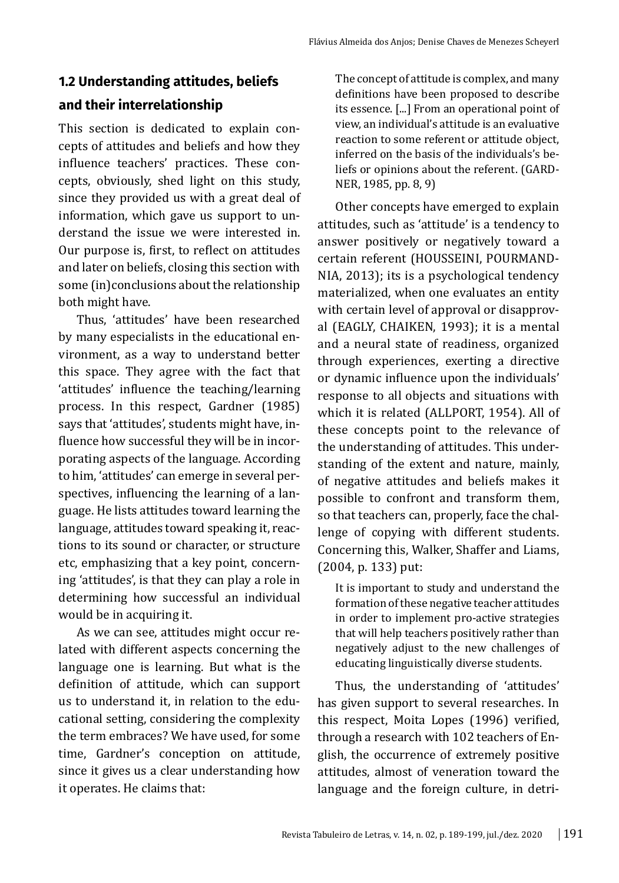## 1.2 Understanding attitudes, beliefs and their interrelationship

This section is dedicated to explain concepts of attitudes and beliefs and how they influence teachers' practices. These concepts, obviously, shed light on this study, since they provided us with a great deal of information, which gave us support to understand the issue we were interested in. Our purpose is, first, to reflect on attitudes and later on beliefs, closing this section with some (in)conclusions about the relationship both might have.

Thus, 'attitudes' have been researched by many especialists in the educational environment, as a way to understand better this space. They agree with the fact that 'attitudes' influence the teaching/learning process. In this respect, Gardner (1985) says that 'attitudes', students might have, influence how successful they will be in incorporating aspects of the language. According to him, 'attitudes' can emerge in several perspectives, influencing the learning of a language. He lists attitudes toward learning the language, attitudes toward speaking it, reactions to its sound or character, or structure etc, emphasizing that a key point, concerning 'attitudes', is that they can play a role in determining how successful an individual would be in acquiring it.

As we can see, attitudes might occur related with different aspects concerning the language one is learning. But what is the definition of attitude, which can support us to understand it, in relation to the educational setting, considering the complexity the term embraces? We have used, for some time, Gardner's conception on attitude, since it gives us a clear understanding how it operates. He claims that:

> The concept of attitude is complex, and many definitions have been proposed to describe its essence. [...] From an operational point of view, an individual's attitude is an evaluative reaction to some referent or attitude object, inferred on the basis of the individuals's beliefs or opinions about the referent. (GARDNER, 1985, pp. 8, 9)

Other concepts have emerged to explain attitudes, such as 'attitude' is a tendency to answer positively or negatively toward a certain referent (HOUSSEINI, POURMANDNIA, 2013); its is a psychological tendency materialized, when one evaluates an entity with certain level of approval or disapproval (EAGLY, CHAIKEN, 1993); it is a mental and a neural state of readiness, organized through experiences, exerting a directive or dynamic influence upon the individuals' response to all objects and situations with which it is related (ALLPORT, 1954). All of these concepts point to the relevance of the understanding of attitudes. This understanding of the extent and nature, mainly, of negative attitudes and beliefs makes it possible to confront and transform them, so that teachers can, properly, face the challenge of copying with different students. Concerning this, Walker, Shaffer and Liams, (2004, p. 133) put:

> It is important to study and understand the formation of these negative teacher attitudes in order to implement pro-active strategies that will help teachers positively rather than negatively adjust to the new challenges of educating linguistically diverse students.

Thus, the understanding of 'attitudes' has given support to several researches. In this respect, Moita Lopes (1996) verified, through a research with 102 teachers of English, the occurrence of extremely positive attitudes, almost of veneration toward the language and the foreign culture, in detri-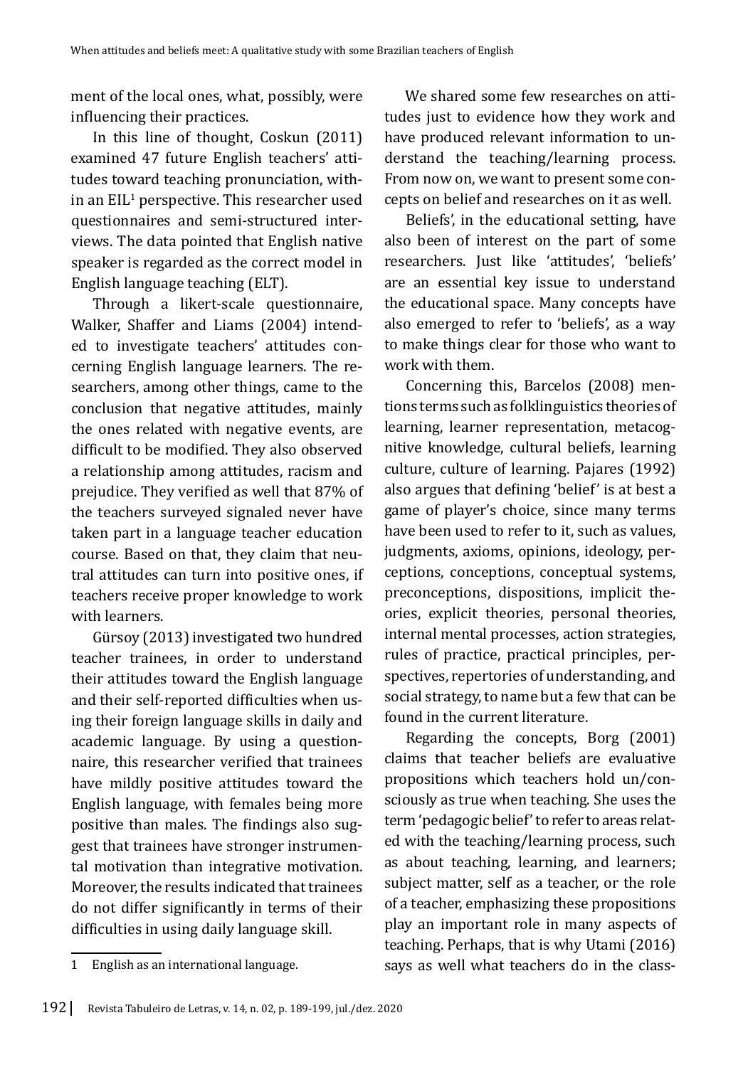ment of the local ones, what, possibly, were influencing their practices.

In this line of thought, Coskun (2011) examined 47 future English teachers' attitudes toward teaching pronunciation, within an EIL[1] perspective. This researcher used questionnaires and semi-structured interviews. The data pointed that English native speaker is regarded as the correct model in English language teaching (ELT).

Through a likert-scale questionnaire, Walker, Shaffer and Liams (2004) intended to investigate teachers' attitudes concerning English language learners. The researchers, among other things, came to the conclusion that negative attitudes, mainly the ones related with negative events, are difficult to be modified. They also observed a relationship among attitudes, racism and prejudice. They verified as well that 87% of the teachers surveyed signaled never have taken part in a language teacher education course. Based on that, they claim that neutral attitudes can turn into positive ones, if teachers receive proper knowledge to work with learners.

Gürsoy (2013) investigated two hundred teacher trainees, in order to understand their attitudes toward the English language and their self-reported difficulties when using their foreign language skills in daily and academic language. By using a questionnaire, this researcher verified that trainees have mildly positive attitudes toward the English language, with females being more positive than males. The findings also suggest that trainees have stronger instrumental motivation than integrative motivation. Moreover, the results indicated that trainees do not differ significantly in terms of their difficulties in using daily language skill.

We shared some few researches on attitudes just to evidence how they work and have produced relevant information to understand the teaching/learning process. From now on, we want to present some concepts on belief and researches on it as well.

Beliefs', in the educational setting, have also been of interest on the part of some researchers. Just like 'attitudes', 'beliefs' are an essential key issue to understand the educational space. Many concepts have also emerged to refer to 'beliefs', as a way to make things clear for those who want to work with them.

Concerning this, Barcelos (2008) mentions terms such as folklinguistics theories of learning, learner representation, metacognitive knowledge, cultural beliefs, learning culture, culture of learning. Pajares (1992) also argues that defining 'belief' is at best a game of player's choice, since many terms have been used to refer to it, such as values, judgments, axioms, opinions, ideology, perceptions, conceptions, conceptual systems, preconceptions, dispositions, implicit theories, explicit theories, personal theories, internal mental processes, action strategies, rules of practice, practical principles, perspectives, repertories of understanding, and social strategy, to name but a few that can be found in the current literature.

Regarding the concepts, Borg (2001) claims that teacher beliefs are evaluative propositions which teachers hold un/consciously as true when teaching. She uses the term 'pedagogic belief' to refer to areas related with the teaching/learning process, such as about teaching, learning, and learners; subject matter, self as a teacher, or the role of a teacher, emphasizing these propositions play an important role in many aspects of teaching. Perhaps, that is why Utami (2016) says as well what teachers do in the class-

[1] English as an international language.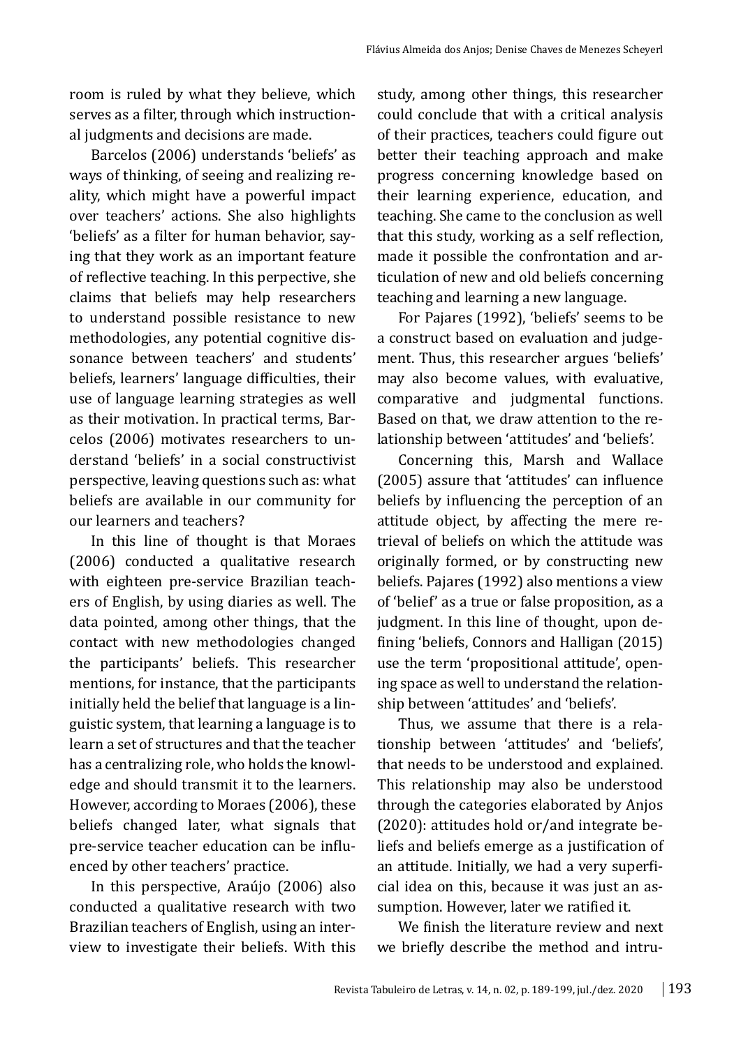room is ruled by what they believe, which serves as a filter, through which instructional judgments and decisions are made.

Barcelos (2006) understands 'beliefs' as ways of thinking, of seeing and realizing reality, which might have a powerful impact over teachers' actions. She also highlights 'beliefs' as a filter for human behavior, saying that they work as an important feature of reflective teaching. In this perpective, she claims that beliefs may help researchers to understand possible resistance to new methodologies, any potential cognitive dissonance between teachers' and students' beliefs, learners' language difficulties, their use of language learning strategies as well as their motivation. In practical terms, Barcelos (2006) motivates researchers to understand 'beliefs' in a social constructivist perspective, leaving questions such as: what beliefs are available in our community for our learners and teachers?

In this line of thought is that Moraes (2006) conducted a qualitative research with eighteen pre-service Brazilian teachers of English, by using diaries as well. The data pointed, among other things, that the contact with new methodologies changed the participants' beliefs. This researcher mentions, for instance, that the participants initially held the belief that language is a linguistic system, that learning a language is to learn a set of structures and that the teacher has a centralizing role, who holds the knowledge and should transmit it to the learners. However, according to Moraes (2006), these beliefs changed later, what signals that pre-service teacher education can be influenced by other teachers' practice.

In this perspective, Araújo (2006) also conducted a qualitative research with two Brazilian teachers of English, using an interview to investigate their beliefs. With this study, among other things, this researcher could conclude that with a critical analysis of their practices, teachers could figure out better their teaching approach and make progress concerning knowledge based on their learning experience, education, and teaching. She came to the conclusion as well that this study, working as a self reflection, made it possible the confrontation and articulation of new and old beliefs concerning teaching and learning a new language.

For Pajares (1992), 'beliefs' seems to be a construct based on evaluation and judgement. Thus, this researcher argues 'beliefs' may also become values, with evaluative, comparative and judgmental functions. Based on that, we draw attention to the relationship between 'attitudes' and 'beliefs'.

Concerning this, Marsh and Wallace (2005) assure that 'attitudes' can influence beliefs by influencing the perception of an attitude object, by affecting the mere retrieval of beliefs on which the attitude was originally formed, or by constructing new beliefs. Pajares (1992) also mentions a view of 'belief' as a true or false proposition, as a judgment. In this line of thought, upon defining 'beliefs, Connors and Halligan (2015) use the term 'propositional attitude', opening space as well to understand the relationship between 'attitudes' and 'beliefs'.

Thus, we assume that there is a relationship between 'attitudes' and 'beliefs', that needs to be understood and explained. This relationship may also be understood through the categories elaborated by Anjos (2020): attitudes hold or/and integrate beliefs and beliefs emerge as a justification of an attitude. Initially, we had a very superficial idea on this, because it was just an assumption. However, later we ratified it.

We finish the literature review and next we briefly describe the method and intru-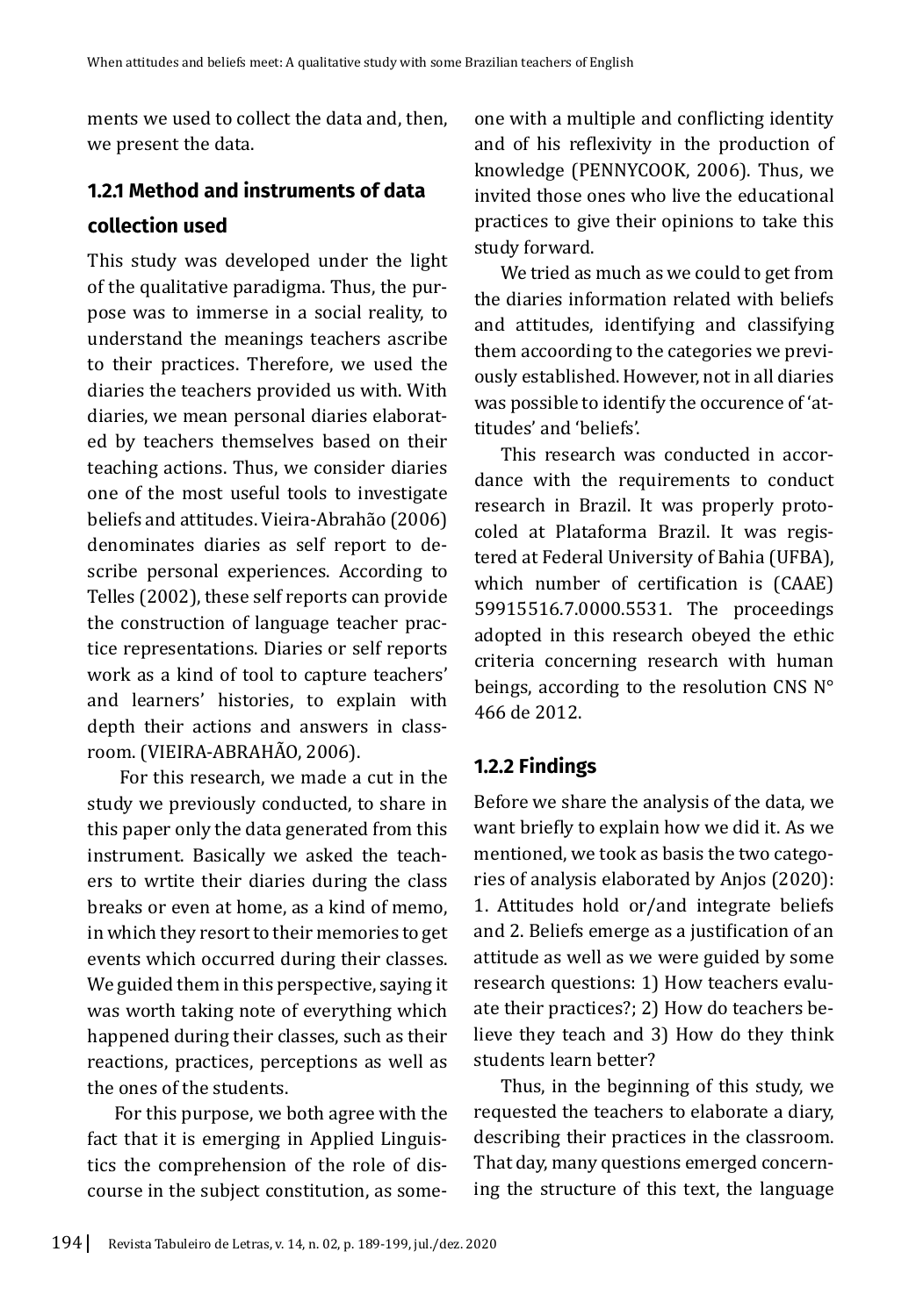ments we used to collect the data and, then, we present the data.

### 1.2.1 Method and instruments of data collection used

This study was developed under the light of the qualitative paradigma. Thus, the purpose was to immerse in a social reality, to understand the meanings teachers ascribe to their practices. Therefore, we used the diaries the teachers provided us with. With diaries, we mean personal diaries elaborated by teachers themselves based on their teaching actions. Thus, we consider diaries one of the most useful tools to investigate beliefs and attitudes. Vieira-Abrahão (2006) denominates diaries as self report to describe personal experiences. According to Telles (2002), these self reports can provide the construction of language teacher practice representations. Diaries or self reports work as a kind of tool to capture teachers' and learners' histories, to explain with depth their actions and answers in classroom. (VIEIRA-ABRAHÃO, 2006).

For this research, we made a cut in the study we previously conducted, to share in this paper only the data generated from this instrument. Basically we asked the teachers to wrtite their diaries during the class breaks or even at home, as a kind of memo, in which they resort to their memories to get events which occurred during their classes. We guided them in this perspective, saying it was worth taking note of everything which happened during their classes, such as their reactions, practices, perceptions as well as the ones of the students.

For this purpose, we both agree with the fact that it is emerging in Applied Linguistics the comprehension of the role of discourse in the subject constitution, as someone with a multiple and conflicting identity and of his reflexivity in the production of knowledge (PENNYCOOK, 2006). Thus, we invited those ones who live the educational practices to give their opinions to take this study forward.

We tried as much as we could to get from the diaries information related with beliefs and attitudes, identifying and classifying them accoording to the categories we previously established. However, not in all diaries was possible to identify the occurence of 'attitudes' and 'beliefs'.

This research was conducted in accordance with the requirements to conduct research in Brazil. It was properly protocoled at Plataforma Brazil. It was registered at Federal University of Bahia (UFBA), which number of certification is (CAAE) 59915516.7.0000.5531. The proceedings adopted in this research obeyed the ethic criteria concerning research with human beings, according to the resolution CNS N° 466 de 2012.

### 1.2.2 Findings

Before we share the analysis of the data, we want briefly to explain how we did it. As we mentioned, we took as basis the two categories of analysis elaborated by Anjos (2020): 1. Attitudes hold or/and integrate beliefs and 2. Beliefs emerge as a justification of an attitude as well as we were guided by some research questions: 1) How teachers evaluate their practices?; 2) How do teachers believe they teach and 3) How do they think students learn better?

Thus, in the beginning of this study, we requested the teachers to elaborate a diary, describing their practices in the classroom. That day, many questions emerged concerning the structure of this text, the language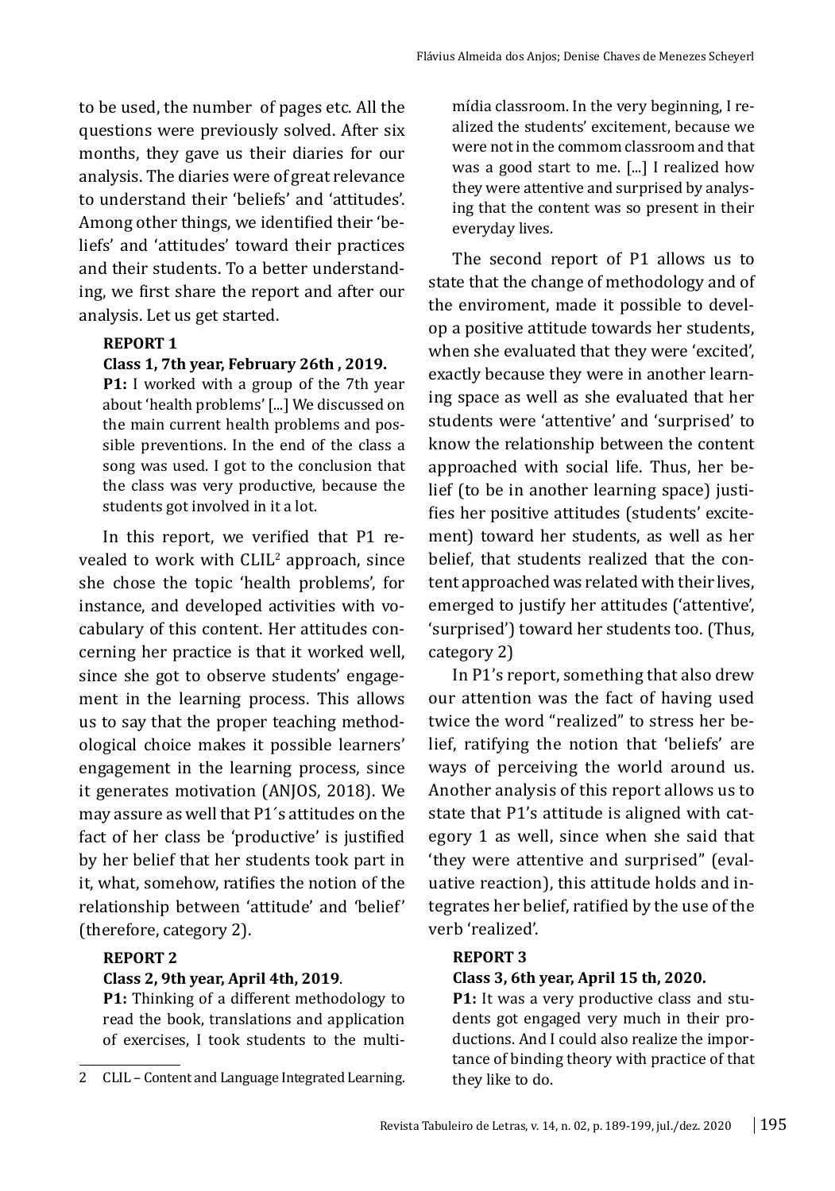to be used, the number of pages etc. All the questions were previously solved. After six months, they gave us their diaries for our analysis. The diaries were of great relevance to understand their 'beliefs' and 'attitudes'. Among other things, we identified their 'beliefs' and 'attitudes' toward their practices and their students. To a better understanding, we first share the report and after our analysis. Let us get started.

**REPORT 1**

**Class 1, 7th year, February 26th , 2019.**

**P1:** I worked with a group of the 7th year about 'health problems' [...] We discussed on the main current health problems and possible preventions. In the end of the class a song was used. I got to the conclusion that the class was very productive, because the students got involved in it a lot.

In this report, we verified that P1 revealed to work with CLIL[2] approach, since she chose the topic 'health problems', for instance, and developed activities with vocabulary of this content. Her attitudes concerning her practice is that it worked well, since she got to observe students' engagement in the learning process. This allows us to say that the proper teaching methodological choice makes it possible learners' engagement in the learning process, since it generates motivation (ANJOS, 2018). We may assure as well that P1´s attitudes on the fact of her class be 'productive' is justified by her belief that her students took part in it, what, somehow, ratifies the notion of the relationship between 'attitude' and 'belief' (therefore, category 2).

**REPORT 2**

**Class 2, 9th year, April 4th, 2019**.

**P1:** Thinking of a different methodology to read the book, translations and application of exercises, I took students to the multimídia classroom. In the very beginning, I realized the students' excitement, because we were not in the commom classroom and that was a good start to me. [...] I realized how they were attentive and surprised by analysing that the content was so present in their everyday lives.

The second report of P1 allows us to state that the change of methodology and of the enviroment, made it possible to develop a positive attitude towards her students, when she evaluated that they were 'excited', exactly because they were in another learning space as well as she evaluated that her students were 'attentive' and 'surprised' to know the relationship between the content approached with social life. Thus, her belief (to be in another learning space) justifies her positive attitudes (students' excitement) toward her students, as well as her belief, that students realized that the content approached was related with their lives, emerged to justify her attitudes ('attentive', 'surprised') toward her students too. (Thus, category 2)

In P1's report, something that also drew our attention was the fact of having used twice the word "realized" to stress her belief, ratifying the notion that 'beliefs' are ways of perceiving the world around us. Another analysis of this report allows us to state that P1's attitude is aligned with category 1 as well, since when she said that 'they were attentive and surprised" (evaluative reaction), this attitude holds and integrates her belief, ratified by the use of the verb 'realized'.

**REPORT 3**

**Class 3, 6th year, April 15 th, 2020.**

**P1:** It was a very productive class and students got engaged very much in their productions. And I could also realize the importance of binding theory with practice of that they like to do.

2 CLIL – Content and Language Integrated Learning.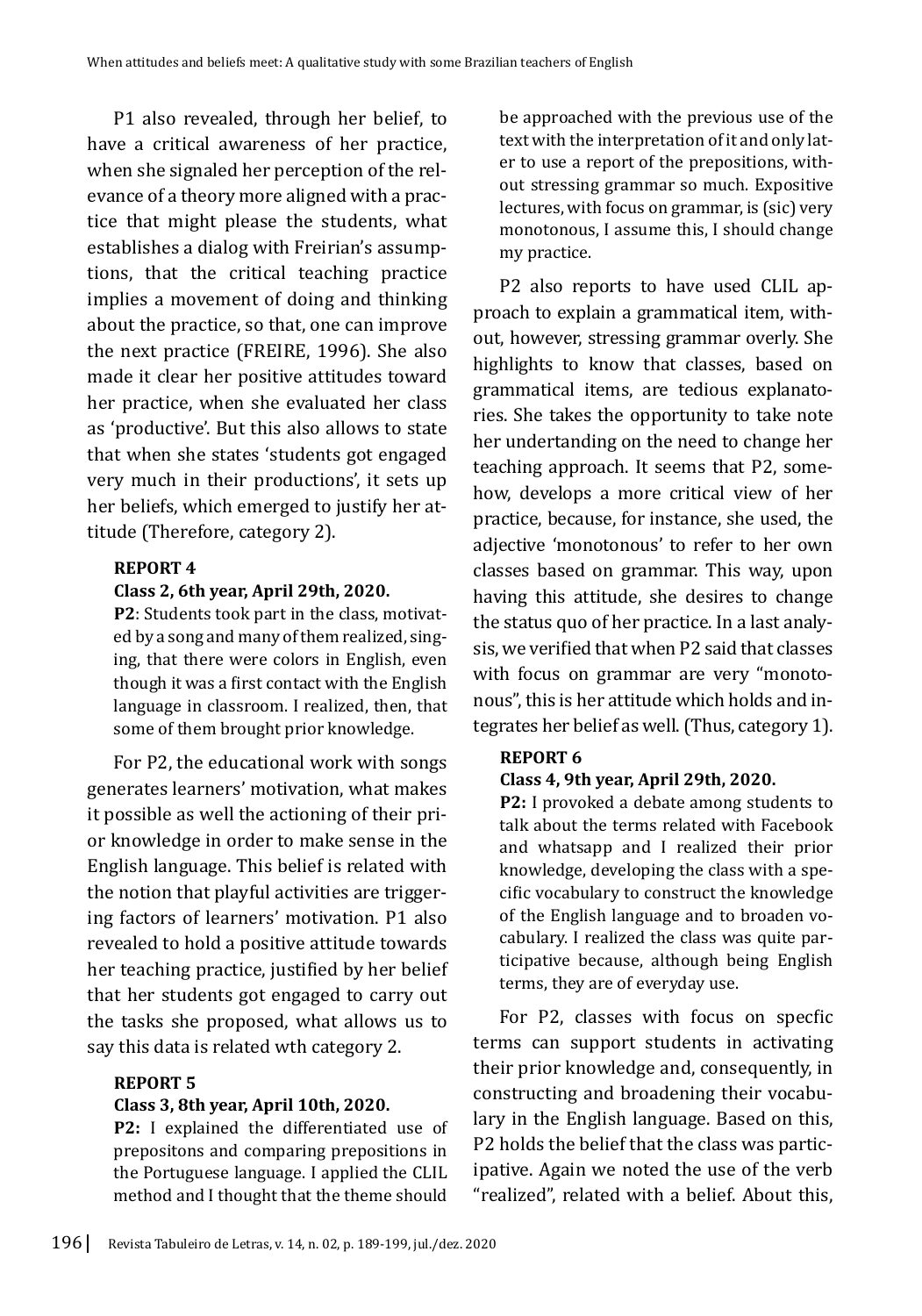P1 also revealed, through her belief, to have a critical awareness of her practice, when she signaled her perception of the relevance of a theory more aligned with a practice that might please the students, what establishes a dialog with Freirian's assumptions, that the critical teaching practice implies a movement of doing and thinking about the practice, so that, one can improve the next practice (FREIRE, 1996). She also made it clear her positive attitudes toward her practice, when she evaluated her class as 'productive'. But this also allows to state that when she states 'students got engaged very much in their productions', it sets up her beliefs, which emerged to justify her attitude (Therefore, category 2).

**REPORT 4**

**Class 2, 6th year, April 29th, 2020.**

**P2**: Students took part in the class, motivated by a song and many of them realized, singing, that there were colors in English, even though it was a first contact with the English language in classroom. I realized, then, that some of them brought prior knowledge.

For P2, the educational work with songs generates learners' motivation, what makes it possible as well the actioning of their prior knowledge in order to make sense in the English language. This belief is related with the notion that playful activities are triggering factors of learners' motivation. P1 also revealed to hold a positive attitude towards her teaching practice, justified by her belief that her students got engaged to carry out the tasks she proposed, what allows us to say this data is related wth category 2.

**REPORT 5**

**Class 3, 8th year, April 10th, 2020.**

**P2:** I explained the differentiated use of prepositons and comparing prepositions in the Portuguese language. I applied the CLIL method and I thought that the theme should be approached with the previous use of the text with the interpretation of it and only later to use a report of the prepositions, without stressing grammar so much. Expositive lectures, with focus on grammar, is (sic) very monotonous, I assume this, I should change my practice.

P2 also reports to have used CLIL approach to explain a grammatical item, without, however, stressing grammar overly. She highlights to know that classes, based on grammatical items, are tedious explanatories. She takes the opportunity to take note her undertanding on the need to change her teaching approach. It seems that P2, somehow, develops a more critical view of her practice, because, for instance, she used, the adjective 'monotonous' to refer to her own classes based on grammar. This way, upon having this attitude, she desires to change the status quo of her practice. In a last analysis, we verified that when P2 said that classes with focus on grammar are very "monotonous", this is her attitude which holds and integrates her belief as well. (Thus, category 1).

**REPORT 6**

**Class 4, 9th year, April 29th, 2020.**

**P2:** I provoked a debate among students to talk about the terms related with Facebook and whatsapp and I realized their prior knowledge, developing the class with a specific vocabulary to construct the knowledge of the English language and to broaden vocabulary. I realized the class was quite participative because, although being English terms, they are of everyday use.

For P2, classes with focus on specfic terms can support students in activating their prior knowledge and, consequently, in constructing and broadening their vocabulary in the English language. Based on this, P2 holds the belief that the class was participative. Again we noted the use of the verb "realized", related with a belief. About this,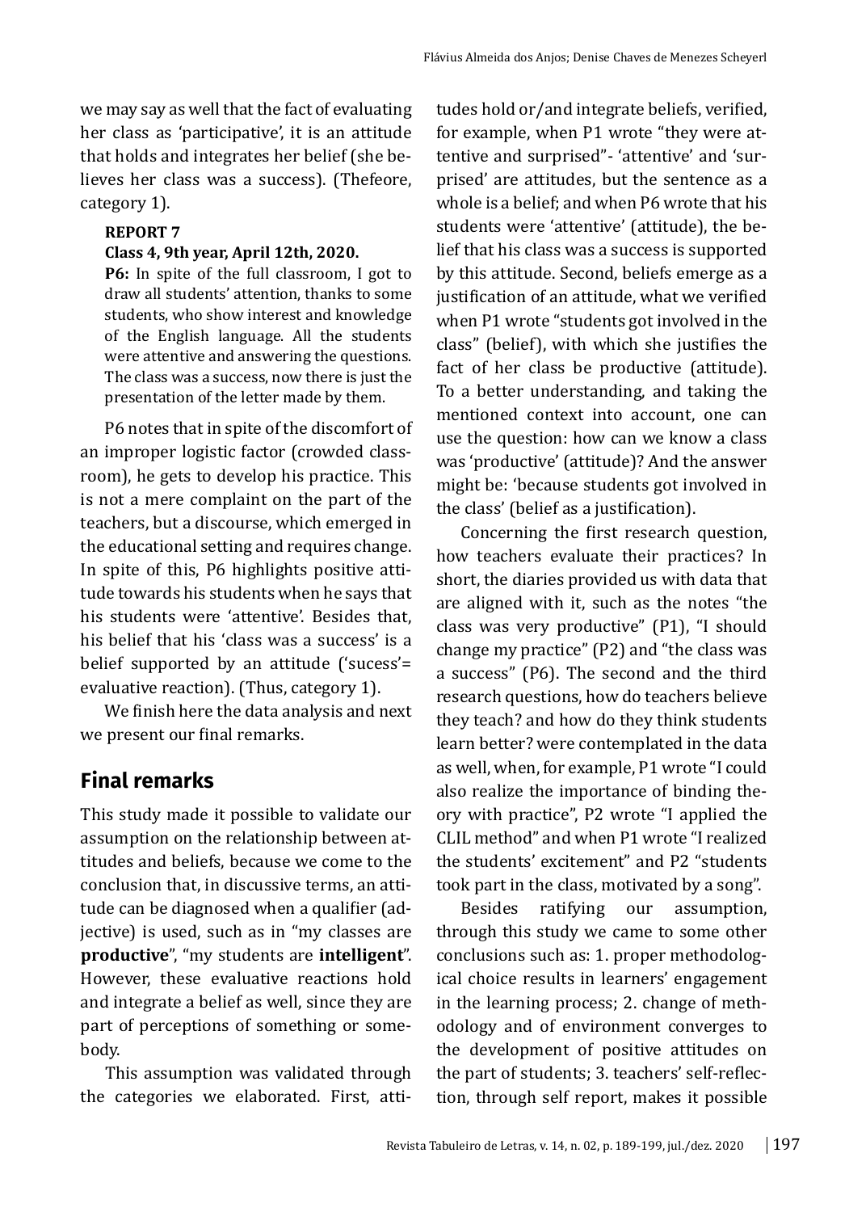we may say as well that the fact of evaluating her class as 'participative', it is an attitude that holds and integrates her belief (she believes her class was a success). (Thefeore, category 1).

**REPORT 7**

**Class 4, 9th year, April 12th, 2020.**

**P6:** In spite of the full classroom, I got to draw all students' attention, thanks to some students, who show interest and knowledge of the English language. All the students were attentive and answering the questions. The class was a success, now there is just the presentation of the letter made by them.

P6 notes that in spite of the discomfort of an improper logistic factor (crowded classroom), he gets to develop his practice. This is not a mere complaint on the part of the teachers, but a discourse, which emerged in the educational setting and requires change. In spite of this, P6 highlights positive attitude towards his students when he says that his students were 'attentive'. Besides that, his belief that his 'class was a success' is a belief supported by an attitude ('sucess'= evaluative reaction). (Thus, category 1).

We finish here the data analysis and next we present our final remarks.

## Final remarks

This study made it possible to validate our assumption on the relationship between attitudes and beliefs, because we come to the conclusion that, in discussive terms, an attitude can be diagnosed when a qualifier (adjective) is used, such as in "my classes are **productive**", "my students are **intelligent**". However, these evaluative reactions hold and integrate a belief as well, since they are part of perceptions of something or somebody.

This assumption was validated through the categories we elaborated. First, attitudes hold or/and integrate beliefs, verified, for example, when P1 wrote "they were attentive and surprised"- 'attentive' and 'surprised' are attitudes, but the sentence as a whole is a belief; and when P6 wrote that his students were 'attentive' (attitude), the belief that his class was a success is supported by this attitude. Second, beliefs emerge as a justification of an attitude, what we verified when P1 wrote "students got involved in the class" (belief), with which she justifies the fact of her class be productive (attitude). To a better understanding, and taking the mentioned context into account, one can use the question: how can we know a class was 'productive' (attitude)? And the answer might be: 'because students got involved in the class' (belief as a justification).

Concerning the first research question, how teachers evaluate their practices? In short, the diaries provided us with data that are aligned with it, such as the notes "the class was very productive" (P1), "I should change my practice" (P2) and "the class was a success" (P6). The second and the third research questions, how do teachers believe they teach? and how do they think students learn better? were contemplated in the data as well, when, for example, P1 wrote "I could also realize the importance of binding theory with practice", P2 wrote "I applied the CLIL method" and when P1 wrote "I realized the students' excitement" and P2 "students took part in the class, motivated by a song".

Besides ratifying our assumption, through this study we came to some other conclusions such as: 1. proper methodological choice results in learners' engagement in the learning process; 2. change of methodology and of environment converges to the development of positive attitudes on the part of students; 3. teachers' self-reflection, through self report, makes it possible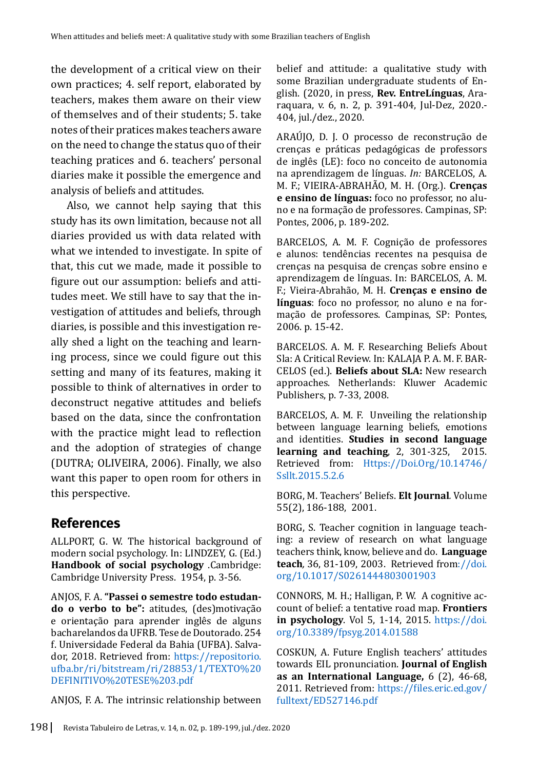the development of a critical view on their own practices; 4. self report, elaborated by teachers, makes them aware on their view of themselves and of their students; 5. take notes of their pratices makes teachers aware on the need to change the status quo of their teaching pratices and 6. teachers' personal diaries make it possible the emergence and analysis of beliefs and attitudes.

Also, we cannot help saying that this study has its own limitation, because not all diaries provided us with data related with what we intended to investigate. In spite of that, this cut we made, made it possible to figure out our assumption: beliefs and attitudes meet. We still have to say that the investigation of attitudes and beliefs, through diaries, is possible and this investigation really shed a light on the teaching and learning process, since we could figure out this setting and many of its features, making it possible to think of alternatives in order to deconstruct negative attitudes and beliefs based on the data, since the confrontation with the practice might lead to reflection and the adoption of strategies of change (DUTRA; OLIVEIRA, 2006). Finally, we also want this paper to open room for others in this perspective.

## References

ALLPORT, G. W. The historical background of modern social psychology. In: LINDZEY, G. (Ed.) **Handbook of social psychology** .Cambridge: Cambridge University Press. 1954, p. 3-56.

ANJOS, F. A. **"Passei o semestre todo estudando o verbo to be":** atitudes, (des)motivação e orientação para aprender inglês de alguns bacharelandos da UFRB. Tese de Doutorado. 254 f. Universidade Federal da Bahia (UFBA). Salvador, 2018. Retrieved from: https://repositorio.ufba.br/ri/bitstream/ri/28853/1/TEXTO%20DEFINITIVO%20TESE%203.pdf

ANJOS, F. A. The intrinsic relationship between belief and attitude: a qualitative study with some Brazilian undergraduate students of English. (2020, in press, **Rev. EntreLínguas**, Araraquara, v. 6, n. 2, p. 391-404, Jul-Dez, 2020.-404, jul./dez., 2020.

ARAÚJO, D. J. O processo de reconstrução de crenças e práticas pedagógicas de professors de inglês (LE): foco no conceito de autonomia na aprendizagem de línguas. *In:* BARCELOS, A. M. F.; VIEIRA-ABRAHÃO, M. H. (Org.). **Crenças e ensino de línguas:** foco no professor, no aluno e na formação de professores. Campinas, SP: Pontes, 2006, p. 189-202.

BARCELOS, A. M. F. Cognição de professores e alunos: tendências recentes na pesquisa de crenças na pesquisa de crenças sobre ensino e aprendizagem de línguas. In: BARCELOS, A. M. F.; Vieira-Abrahão, M. H. **Crenças e ensino de línguas**: foco no professor, no aluno e na formação de professores. Campinas, SP: Pontes, 2006. p. 15-42.

BARCELOS. A. M. F. Researching Beliefs About Sla: A Critical Review. In: KALAJA P. A. M. F. BARCELOS (ed.). **Beliefs about SLA:** New research approaches. Netherlands: Kluwer Academic Publishers, p. 7-33, 2008.

BARCELOS, A. M. F. Unveiling the relationship between language learning beliefs, emotions and identities. **Studies in second language learning and teaching**, 2, 301-325, 2015. Retrieved from: Https://Doi.Org/10.14746/Ssllt.2015.5.2.6

BORG, M. Teachers' Beliefs. **Elt Journal**. Volume 55(2), 186-188, 2001.

BORG, S. Teacher cognition in language teaching: a review of research on what language teachers think, know, believe and do. **Language teach**, 36, 81-109, 2003. Retrieved from://doi.org/10.1017/S0261444803001903

CONNORS, M. H.; Halligan, P. W. A cognitive account of belief: a tentative road map. **Frontiers in psychology**. Vol 5, 1-14, 2015. https://doi.org/10.3389/fpsyg.2014.01588

COSKUN, A. Future English teachers' attitudes towards EIL pronunciation. **Journal of English as an International Language,** 6 (2), 46-68, 2011. Retrieved from: https://files.eric.ed.gov/fulltext/ED527146.pdf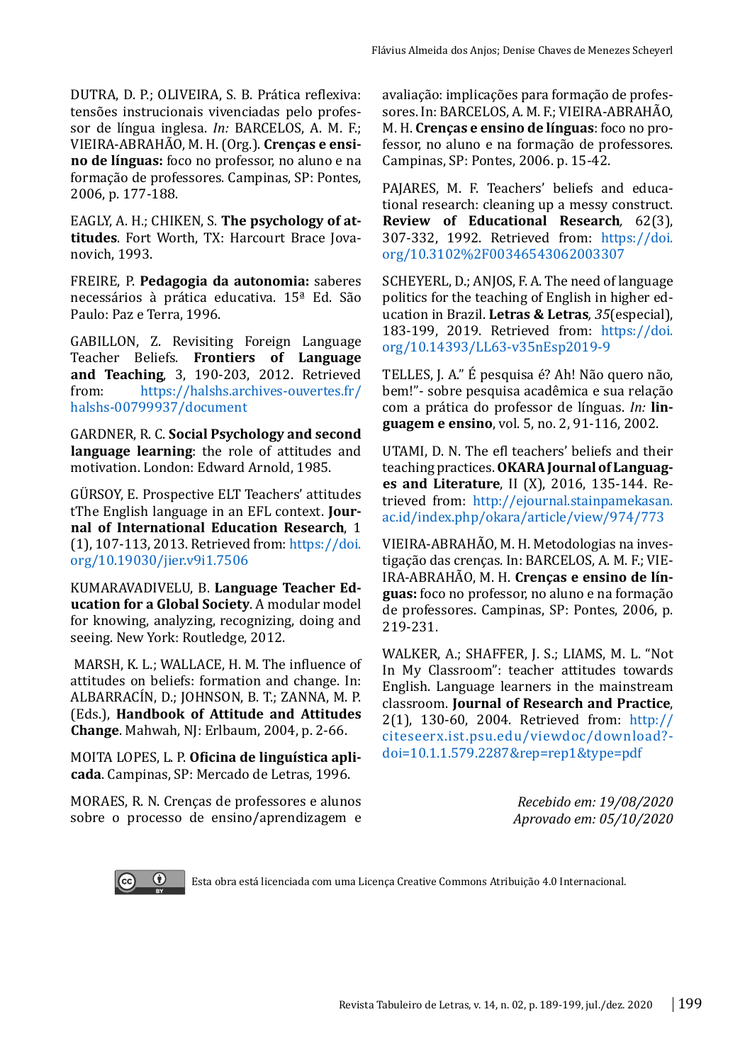DUTRA, D. P.; OLIVEIRA, S. B. Prática reflexiva: tensões instrucionais vivenciadas pelo professor de língua inglesa. *In:* BARCELOS, A. M. F.; VIEIRA-ABRAHÃO, M. H. (Org.). **Crenças e ensino de línguas:** foco no professor, no aluno e na formação de professores. Campinas, SP: Pontes, 2006, p. 177-188.

EAGLY, A. H.; CHIKEN, S. **The psychology of attitudes**. Fort Worth, TX: Harcourt Brace Jovanovich, 1993.

FREIRE, P. **Pedagogia da autonomia:** saberes necessários à prática educativa. 15ª Ed. São Paulo: Paz e Terra, 1996.

GABILLON, Z. Revisiting Foreign Language Teacher Beliefs. **Frontiers of Language and Teaching**, 3, 190-203, 2012. Retrieved from: https://halshs.archives-ouvertes.fr/halshs-00799937/document

GARDNER, R. C. **Social Psychology and second language learning**: the role of attitudes and motivation. London: Edward Arnold, 1985.

GÜRSOY, E. Prospective ELT Teachers' attitudes tThe English language in an EFL context. **Journal of International Education Research**, 1 (1), 107-113, 2013. Retrieved from: https://doi.org/10.19030/jier.v9i1.7506

KUMARAVADIVELU, B. **Language Teacher Education for a Global Society**. A modular model for knowing, analyzing, recognizing, doing and seeing. New York: Routledge, 2012.

MARSH, K. L.; WALLACE, H. M. The influence of attitudes on beliefs: formation and change. In: ALBARRACÍN, D.; JOHNSON, B. T.; ZANNA, M. P. (Eds.), **Handbook of Attitude and Attitudes Change**. Mahwah, NJ: Erlbaum, 2004, p. 2-66.

MOITA LOPES, L. P. **Oficina de linguística aplicada**. Campinas, SP: Mercado de Letras, 1996.

MORAES, R. N. Crenças de professores e alunos sobre o processo de ensino/aprendizagem e avaliação: implicações para formação de professores. In: BARCELOS, A. M. F.; VIEIRA-ABRAHÃO, M. H. **Crenças e ensino de línguas**: foco no professor, no aluno e na formação de professores. Campinas, SP: Pontes, 2006. p. 15-42.

PAJARES, M. F. Teachers' beliefs and educational research: cleaning up a messy construct. **Review of Educational Research***,* 62(3), 307-332, 1992. Retrieved from: https://doi.org/10.3102%2F00346543062003307

SCHEYERL, D.; ANJOS, F. A. The need of language politics for the teaching of English in higher education in Brazil. **Letras & Letras***, 35*(especial), 183-199, 2019. Retrieved from: https://doi.org/10.14393/LL63-v35nEsp2019-9

TELLES, J. A." É pesquisa é? Ah! Não quero não, bem!"- sobre pesquisa acadêmica e sua relação com a prática do professor de línguas. *In:* **linguagem e ensino**, vol. 5, no. 2, 91-116, 2002.

UTAMI, D. N. The efl teachers' beliefs and their teaching practices. **OKARA Journal of Languages and Literature**, II (X), 2016, 135-144. Retrieved from: http://ejournal.stainpamekasan.ac.id/index.php/okara/article/view/974/773

VIEIRA-ABRAHÃO, M. H. Metodologias na investigação das crenças. In: BARCELOS, A. M. F.; VIEIRA-ABRAHÃO, M. H. **Crenças e ensino de línguas:** foco no professor, no aluno e na formação de professores. Campinas, SP: Pontes, 2006, p. 219-231.

WALKER, A.; SHAFFER, J. S.; LIAMS, M. L. "Not In My Classroom": teacher attitudes towards English. Language learners in the mainstream classroom. **Journal of Research and Practice**, 2(1), 130-60, 2004. Retrieved from: http://citeseerx.ist.psu.edu/viewdoc/download?doi=10.1.1.579.2287&rep=rep1&type=pdf

*Recebido em: 19/08/2020*
*Aprovado em: 05/10/2020*

Esta obra está licenciada com uma Licença Creative Commons Atribuição 4.0 Internacional.